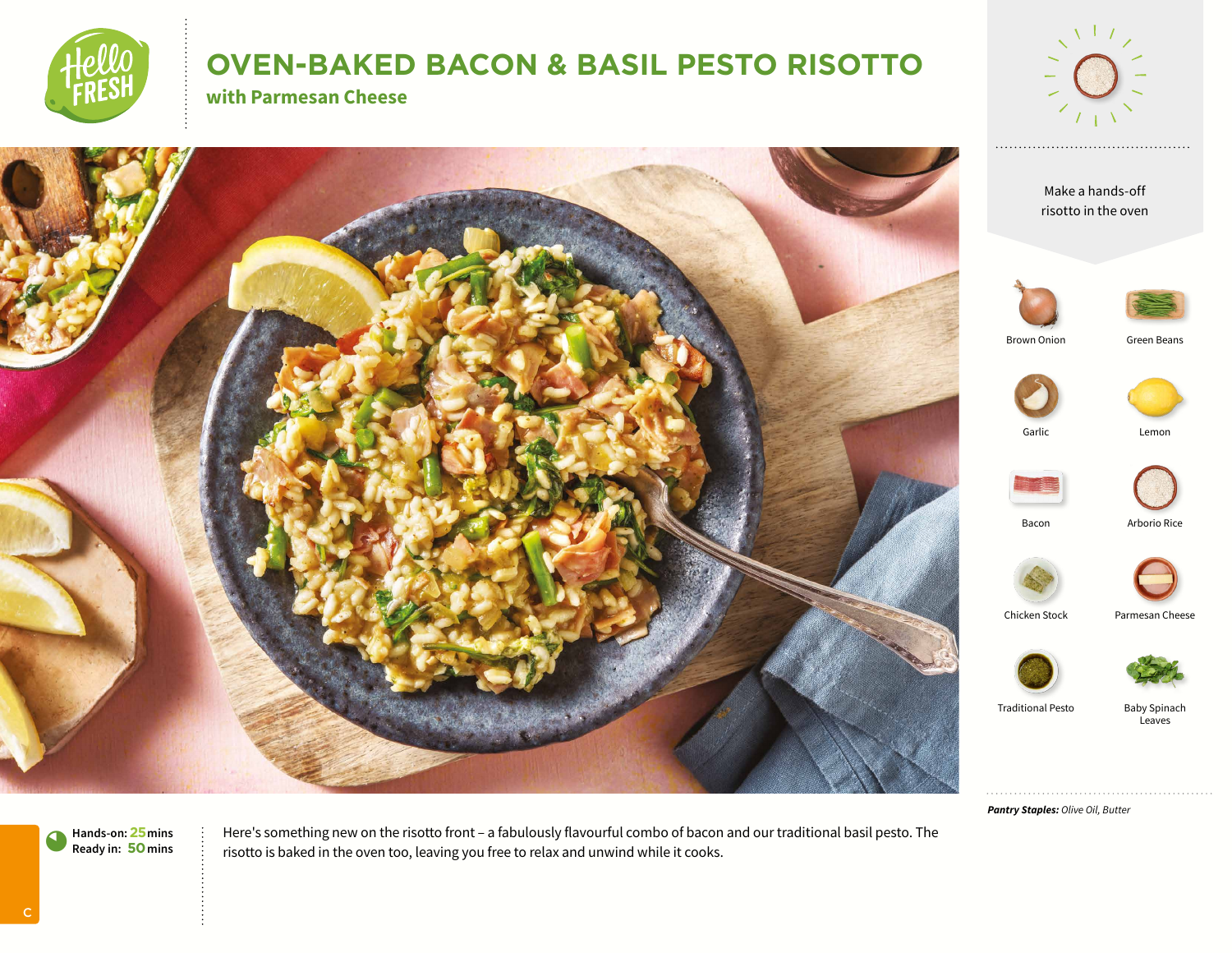# OVEN-BAKED BACON & BASIL PESTO RISOTTO

## with Parmesan Cheese

Make a hands-off risotto in the oven

- Brown Onion
- Green Beans
- Garlic
- Lemon
- Bacon
- Arborio Rice
- Chicken Stock
- Parmesan Cheese
- Traditional Pesto
- Baby Spinach Leaves

***Pantry Staples:*** *Olive Oil, Butter*

**Hands-on:** 25 mins
**Ready in:** 50 mins

Here's something new on the risotto front – a fabulously flavourful combo of bacon and our traditional basil pesto. The risotto is baked in the oven too, leaving you free to relax and unwind while it cooks.

C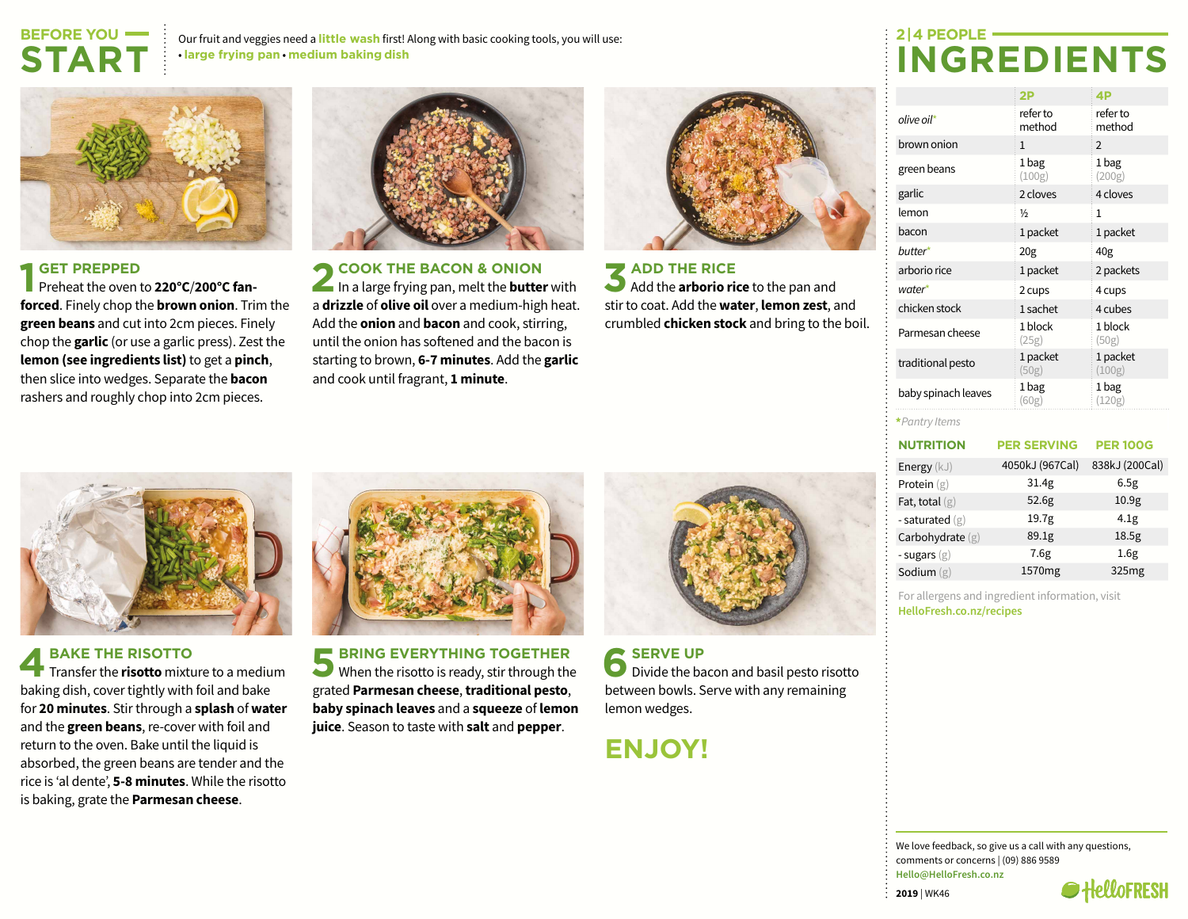# BEFORE YOU START

Our fruit and veggies need a **little wash** first! Along with basic cooking tools, you will use:
• **large frying pan** • **medium baking dish**

## 1 GET PREPPED

Preheat the oven to **220°C/200°C fan-forced**. Finely chop the **brown onion**. Trim the **green beans** and cut into 2cm pieces. Finely chop the **garlic** (or use a garlic press). Zest the **lemon (see ingredients list)** to get a **pinch**, then slice into wedges. Separate the **bacon** rashers and roughly chop into 2cm pieces.

## 2 COOK THE BACON & ONION

In a large frying pan, melt the **butter** with a **drizzle** of **olive oil** over a medium-high heat. Add the **onion** and **bacon** and cook, stirring, until the onion has softened and the bacon is starting to brown, **6-7 minutes**. Add the **garlic** and cook until fragrant, **1 minute**.

## 3 ADD THE RICE

Add the **arborio rice** to the pan and stir to coat. Add the **water**, **lemon zest**, and crumbled **chicken stock** and bring to the boil.

## 4 BAKE THE RISOTTO

Transfer the **risotto** mixture to a medium baking dish, cover tightly with foil and bake for **20 minutes**. Stir through a **splash** of **water** and the **green beans**, re-cover with foil and return to the oven. Bake until the liquid is absorbed, the green beans are tender and the rice is 'al dente', **5-8 minutes**. While the risotto is baking, grate the **Parmesan cheese**.

## 5 BRING EVERYTHING TOGETHER

When the risotto is ready, stir through the grated **Parmesan cheese**, **traditional pesto**, **baby spinach leaves** and a **squeeze** of **lemon juice**. Season to taste with **salt** and **pepper**.

## 6 SERVE UP

Divide the bacon and basil pesto risotto between bowls. Serve with any remaining lemon wedges.

**ENJOY!**

# 2|4 PEOPLE INGREDIENTS

| | 2P | 4P |
|---|---|---|
| *olive oil** | refer to method | refer to method |
| brown onion | 1 | 2 |
| green beans | 1 bag (100g) | 1 bag (200g) |
| garlic | 2 cloves | 4 cloves |
| lemon | ½ | 1 |
| bacon | 1 packet | 1 packet |
| *butter** | 20g | 40g |
| arborio rice | 1 packet | 2 packets |
| *water** | 2 cups | 4 cups |
| chicken stock | 1 sachet | 4 cubes |
| Parmesan cheese | 1 block (25g) | 1 block (50g) |
| traditional pesto | 1 packet (50g) | 1 packet (100g) |
| baby spinach leaves | 1 bag (60g) | 1 bag (120g) |

**Pantry Items*

| NUTRITION | PER SERVING | PER 100G |
|---|---|---|
| Energy (kJ) | 4050kJ (967Cal) | 838kJ (200Cal) |
| Protein (g) | 31.4g | 6.5g |
| Fat, total (g) | 52.6g | 10.9g |
| - saturated (g) | 19.7g | 4.1g |
| Carbohydrate (g) | 89.1g | 18.5g |
| - sugars (g) | 7.6g | 1.6g |
| Sodium (g) | 1570mg | 325mg |

For allergens and ingredient information, visit HelloFresh.co.nz/recipes

We love feedback, so give us a call with any questions, comments or concerns | (09) 886 9589
Hello@HelloFresh.co.nz

**2019** | WK46

HelloFRESH